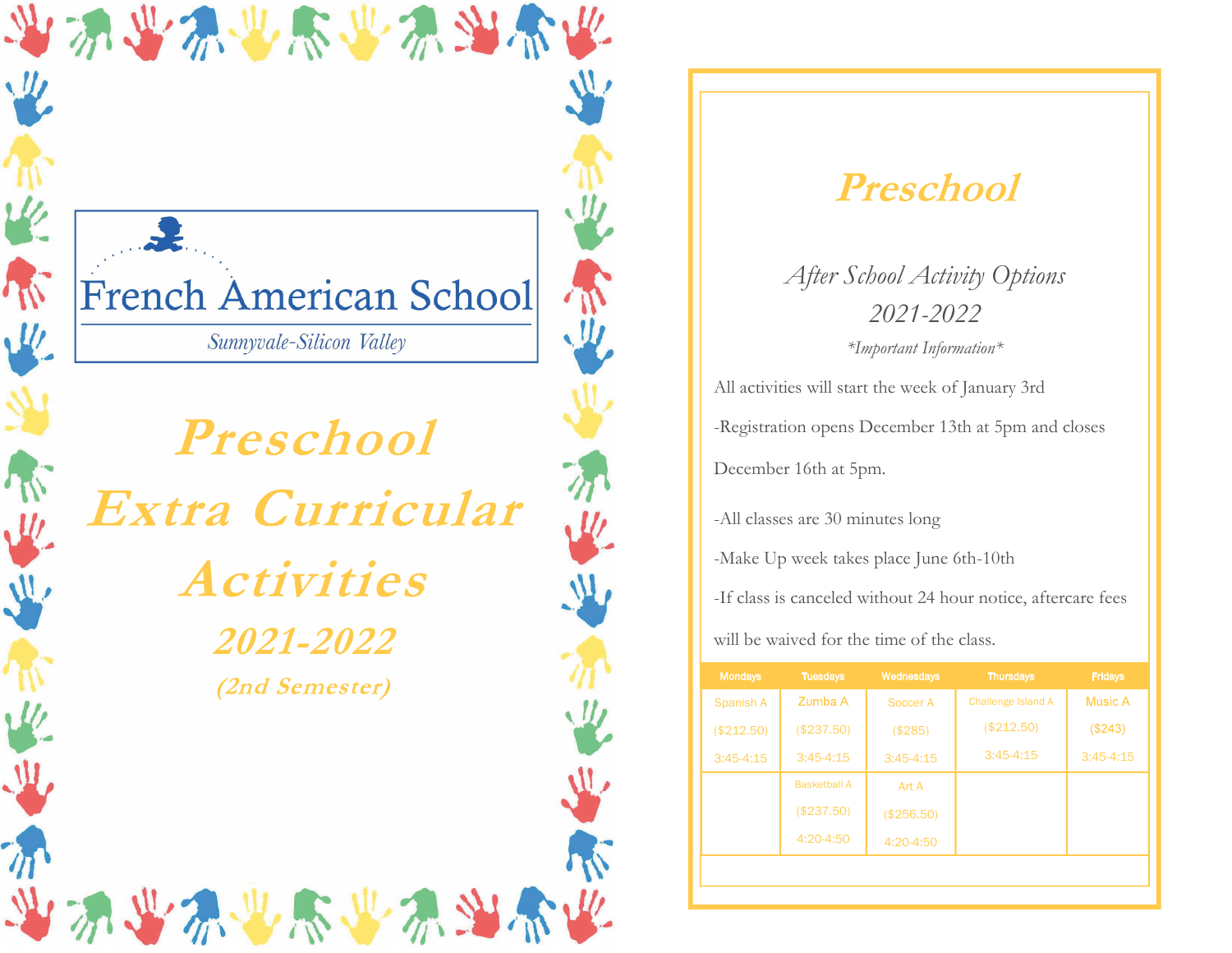# French American School

*Sunnyvale-Silicon Valley*

# Preschool Extra Curricular Activities

## 2021-2022

### (2nd Semester)

# Preschool

## *After School Activity Options*

## *2021-2022*

*\*Important Information\**

All activities will start the week of January 3rd

-Registration opens December 13th at 5pm and closes December 16th at 5pm.

-All classes are 30 minutes long

-Make Up week takes place June 6th-10th

-If class is canceled without 24 hour notice, aftercare fees will be waived for the time of the class.

| Mondays | Tuesdays | Wednesdays | Thursdays | Fridays |
|---|---|---|---|---|
| Spanish A ($212.50) 3:45-4:15 | Zumba A ($237.50) 3:45-4:15 | Soccer A ($285) 3:45-4:15 | Challenge Island A ($212.50) 3:45-4:15 | Music A ($243) 3:45-4:15 |
| | Basketball A ($237.50) 4:20-4:50 | Art A ($256.50) 4:20-4:50 | | |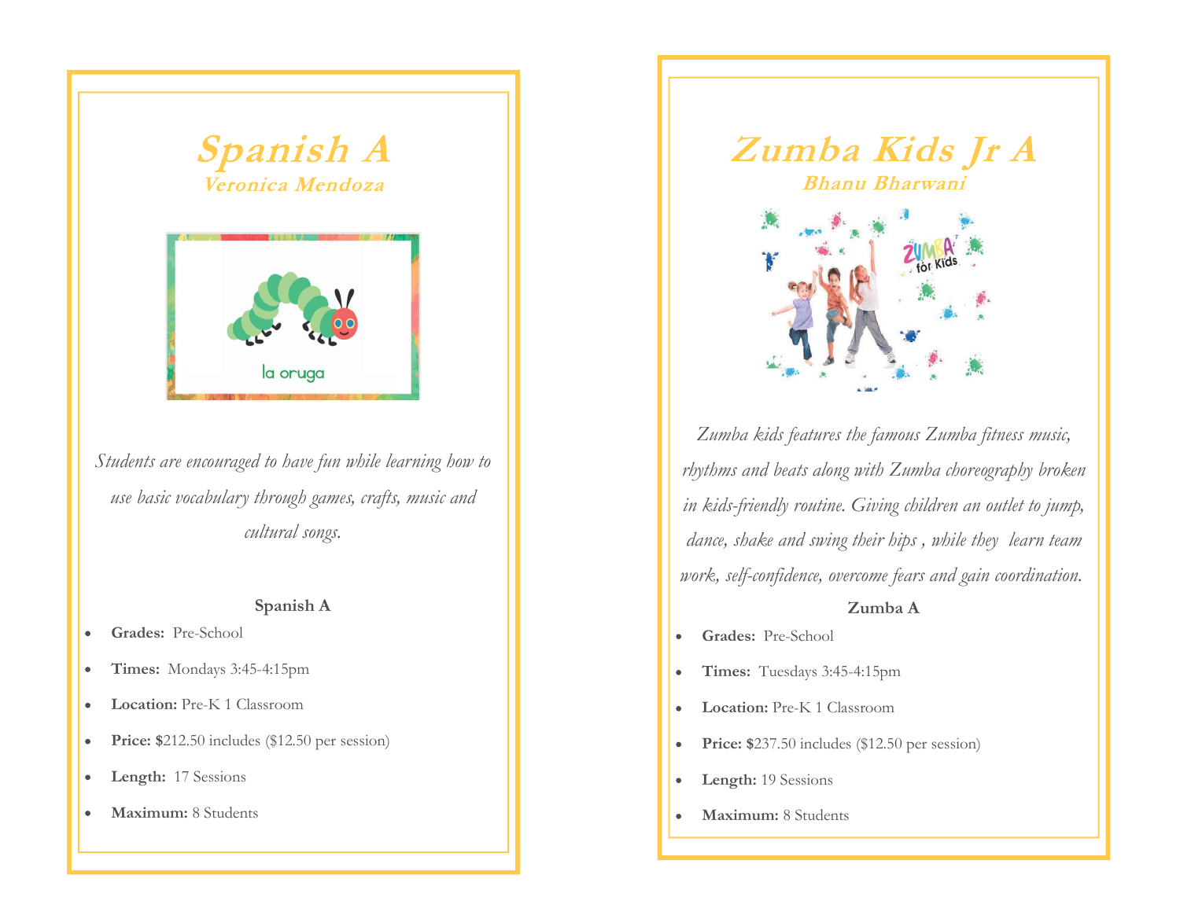# Spanish A

### Veronica Mendoza

*Students are encouraged to have fun while learning how to use basic vocabulary through games, crafts, music and cultural songs.*

**Spanish A**

- **Grades:** Pre-School
- **Times:** Mondays 3:45-4:15pm
- **Location:** Pre-K 1 Classroom
- **Price: $**212.50 includes ($12.50 per session)
- **Length:** 17 Sessions
- **Maximum:** 8 Students

# Zumba Kids Jr A

### Bhanu Bharwani

*Zumba kids features the famous Zumba fitness music, rhythms and beats along with Zumba choreography broken in kids-friendly routine. Giving children an outlet to jump, dance, shake and swing their hips , while they learn team work, self-confidence, overcome fears and gain coordination.*

**Zumba A**

- **Grades:** Pre-School
- **Times:** Tuesdays 3:45-4:15pm
- **Location:** Pre-K 1 Classroom
- **Price: $**237.50 includes ($12.50 per session)
- **Length:** 19 Sessions
- **Maximum:** 8 Students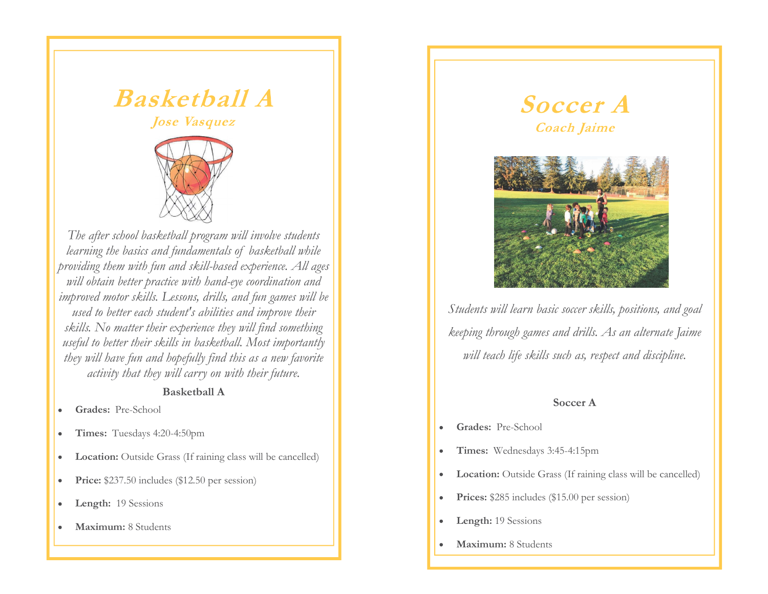# Basketball A

## *Jose Vasquez*

*The after school basketball program will involve students learning the basics and fundamentals of basketball while providing them with fun and skill-based experience. All ages will obtain better practice with hand-eye coordination and improved motor skills. Lessons, drills, and fun games will be used to better each student's abilities and improve their skills. No matter their experience they will find something useful to better their skills in basketball. Most importantly they will have fun and hopefully find this as a new favorite activity that they will carry on with their future.*

**Basketball A**

- **Grades:** Pre-School
- **Times:** Tuesdays 4:20-4:50pm
- **Location:** Outside Grass (If raining class will be cancelled)
- **Price:** $237.50 includes ($12.50 per session)
- **Length:** 19 Sessions
- **Maximum:** 8 Students

# Soccer A

## *Coach Jaime*

*Students will learn basic soccer skills, positions, and goal keeping through games and drills. As an alternate Jaime will teach life skills such as, respect and discipline.*

**Soccer A**

- **Grades:** Pre-School
- **Times:** Wednesdays 3:45-4:15pm
- **Location:** Outside Grass (If raining class will be cancelled)
- **Prices:** $285 includes ($15.00 per session)
- **Length:** 19 Sessions
- **Maximum:** 8 Students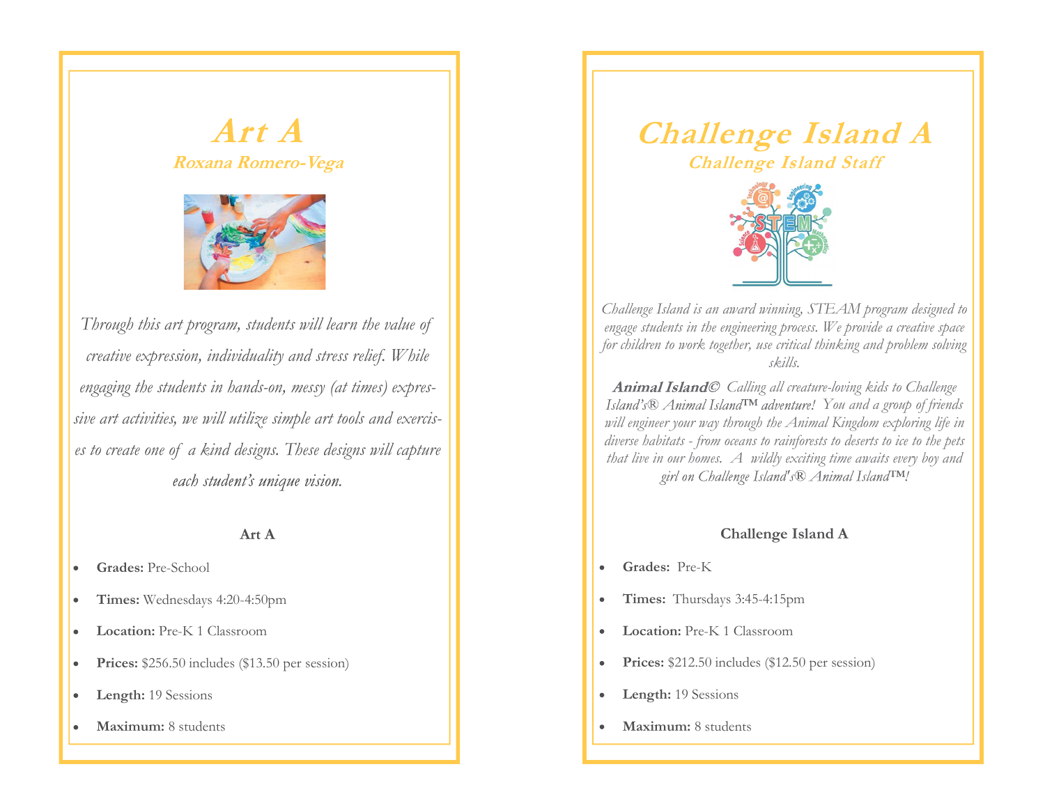# *Art A*

## *Roxana Romero-Vega*

*Through this art program, students will learn the value of creative expression, individuality and stress relief. While engaging the students in hands-on, messy (at times) expressive art activities, we will utilize simple art tools and exercises to create one of a kind designs. These designs will capture each student's unique vision.*

**Art A**

- **Grades:** Pre-School
- **Times:** Wednesdays 4:20-4:50pm
- **Location:** Pre-K 1 Classroom
- **Prices:** $256.50 includes ($13.50 per session)
- **Length:** 19 Sessions
- **Maximum:** 8 students

# *Challenge Island A*

## *Challenge Island Staff*

*Challenge Island is an award winning, STEAM program designed to engage students in the engineering process. We provide a creative space for children to work together, use critical thinking and problem solving skills.*

***Animal Island©*** *Calling all creature-loving kids to Challenge Island's® Animal Island™ adventure! You and a group of friends will engineer your way through the Animal Kingdom exploring life in diverse habitats - from oceans to rainforests to deserts to ice to the pets that live in our homes. A wildly exciting time awaits every boy and girl on Challenge Island's® Animal Island™!*

**Challenge Island A**

- **Grades:** Pre-K
- **Times:** Thursdays 3:45-4:15pm
- **Location:** Pre-K 1 Classroom
- **Prices:** $212.50 includes ($12.50 per session)
- **Length:** 19 Sessions
- **Maximum:** 8 students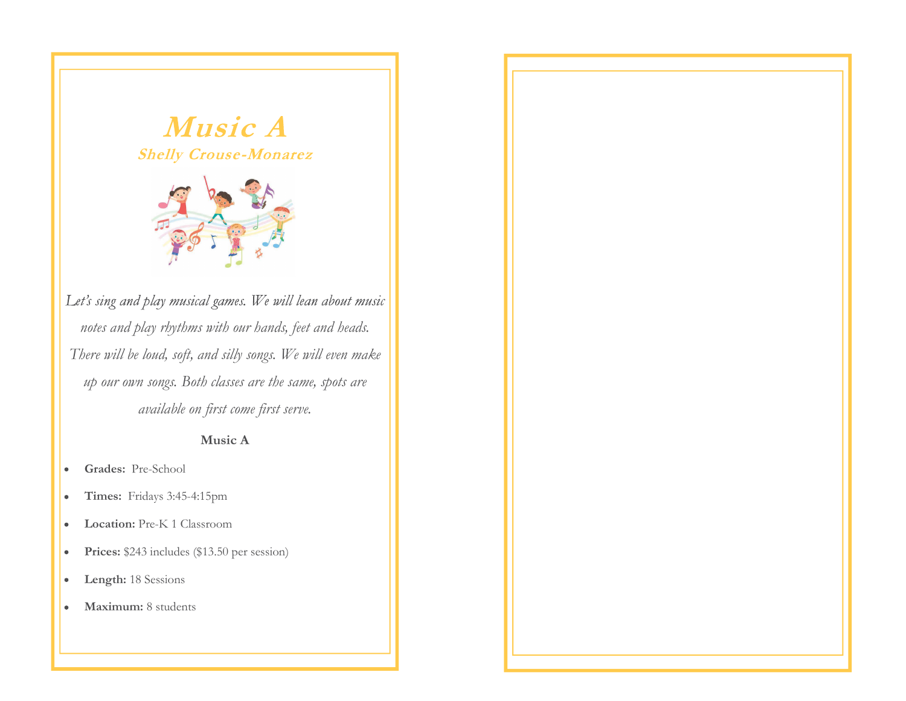# Music A

## Shelly Crouse-Monarez

*Let's sing and play musical games. We will lean about music notes and play rhythms with our hands, feet and heads. There will be loud, soft, and silly songs. We will even make up our own songs. Both classes are the same, spots are available on first come first serve.*

**Music A**

- **Grades:** Pre-School
- **Times:** Fridays 3:45-4:15pm
- **Location:** Pre-K 1 Classroom
- **Prices:** $243 includes ($13.50 per session)
- **Length:** 18 Sessions
- **Maximum:** 8 students